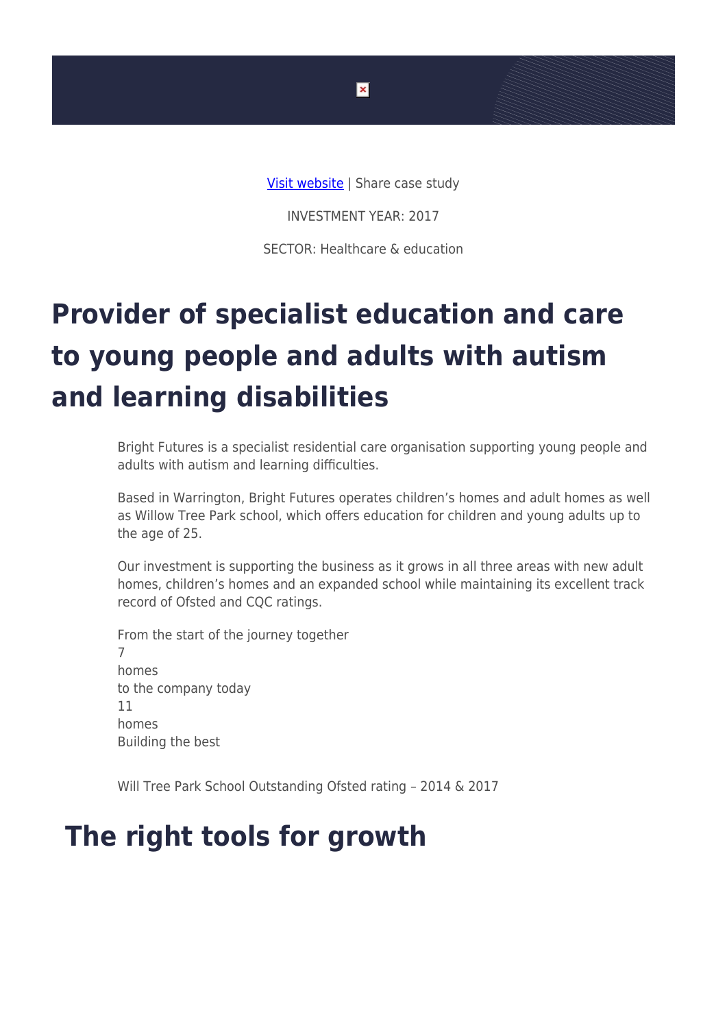Visit website | Share case study

INVESTMENT YEAR: 2017

SECTOR: Healthcare & education

# Provider of specialist education and care to young people and adults with autism and learning disabilities

Bright Futures is a specialist residential care organisation supporting young people and adults with autism and learning difficulties.

Based in Warrington, Bright Futures operates children's homes and adult homes as well as Willow Tree Park school, which offers education for children and young adults up to the age of 25.

Our investment is supporting the business as it grows in all three areas with new adult homes, children's homes and an expanded school while maintaining its excellent track record of Ofsted and CQC ratings.

From the start of the journey together
7
homes
to the company today
11
homes
Building the best

Will Tree Park School Outstanding Ofsted rating – 2014 & 2017

## The right tools for growth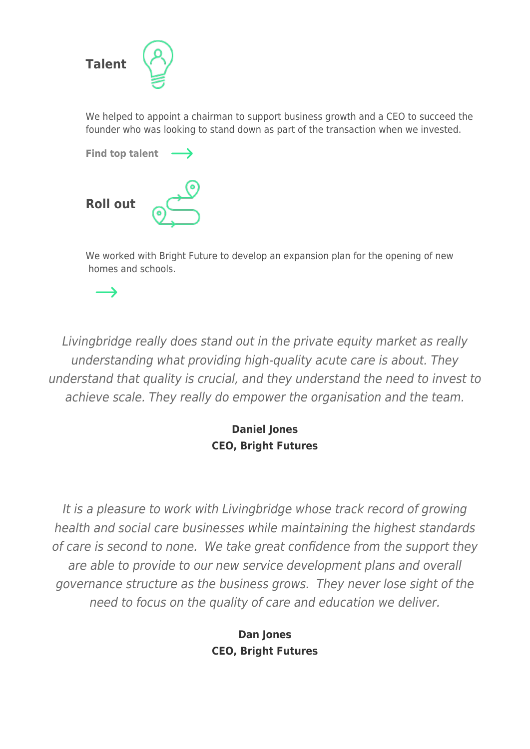## Talent

We helped to appoint a chairman to support business growth and a CEO to succeed the founder who was looking to stand down as part of the transaction when we invested.

**Find top talent** →

## Roll out

We worked with Bright Future to develop an expansion plan for the opening of new homes and schools.

→

*Livingbridge really does stand out in the private equity market as really understanding what providing high-quality acute care is about. They understand that quality is crucial, and they understand the need to invest to achieve scale. They really do empower the organisation and the team.*

**Daniel Jones**
**CEO, Bright Futures**

*It is a pleasure to work with Livingbridge whose track record of growing health and social care businesses while maintaining the highest standards of care is second to none. We take great confidence from the support they are able to provide to our new service development plans and overall governance structure as the business grows. They never lose sight of the need to focus on the quality of care and education we deliver.*

**Dan Jones**
**CEO, Bright Futures**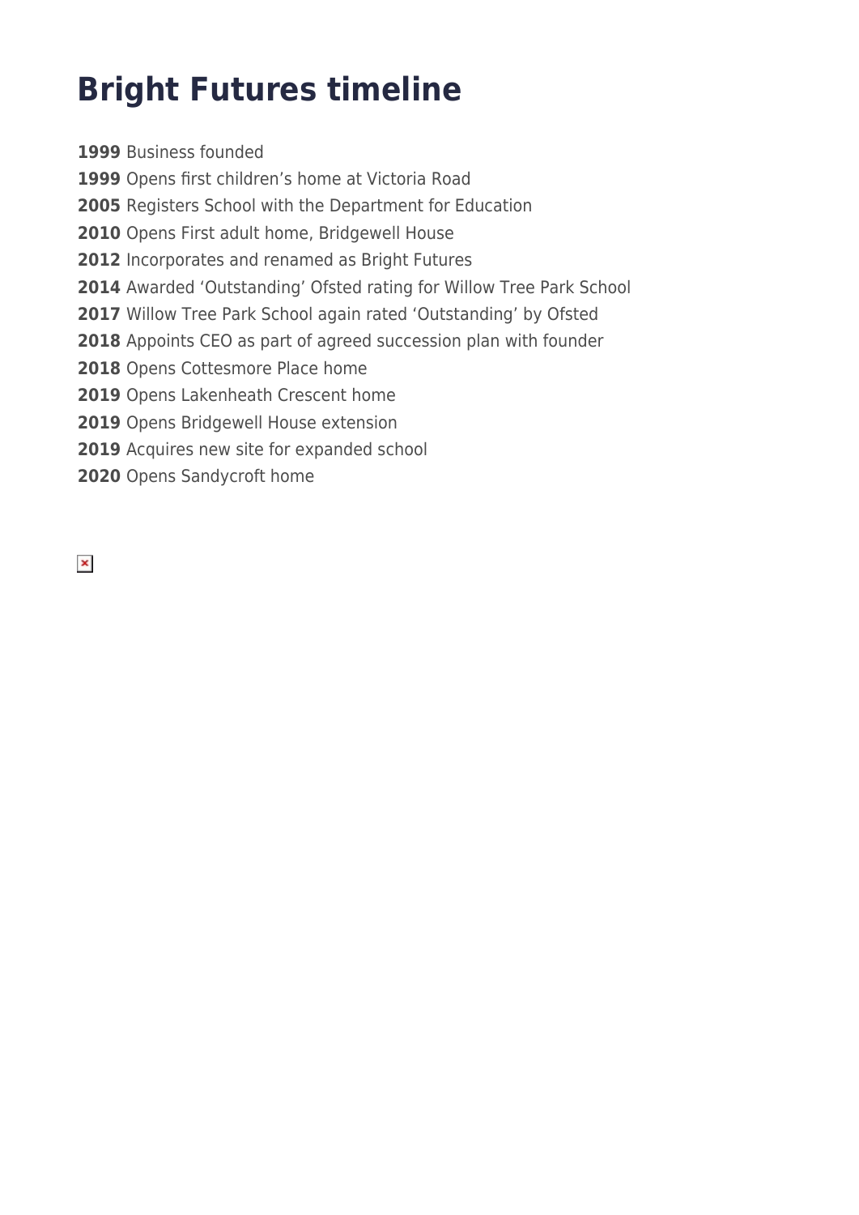# Bright Futures timeline

**1999** Business founded
**1999** Opens first children's home at Victoria Road
**2005** Registers School with the Department for Education
**2010** Opens First adult home, Bridgewell House
**2012** Incorporates and renamed as Bright Futures
**2014** Awarded 'Outstanding' Ofsted rating for Willow Tree Park School
**2017** Willow Tree Park School again rated 'Outstanding' by Ofsted
**2018** Appoints CEO as part of agreed succession plan with founder
**2018** Opens Cottesmore Place home
**2019** Opens Lakenheath Crescent home
**2019** Opens Bridgewell House extension
**2019** Acquires new site for expanded school
**2020** Opens Sandycroft home